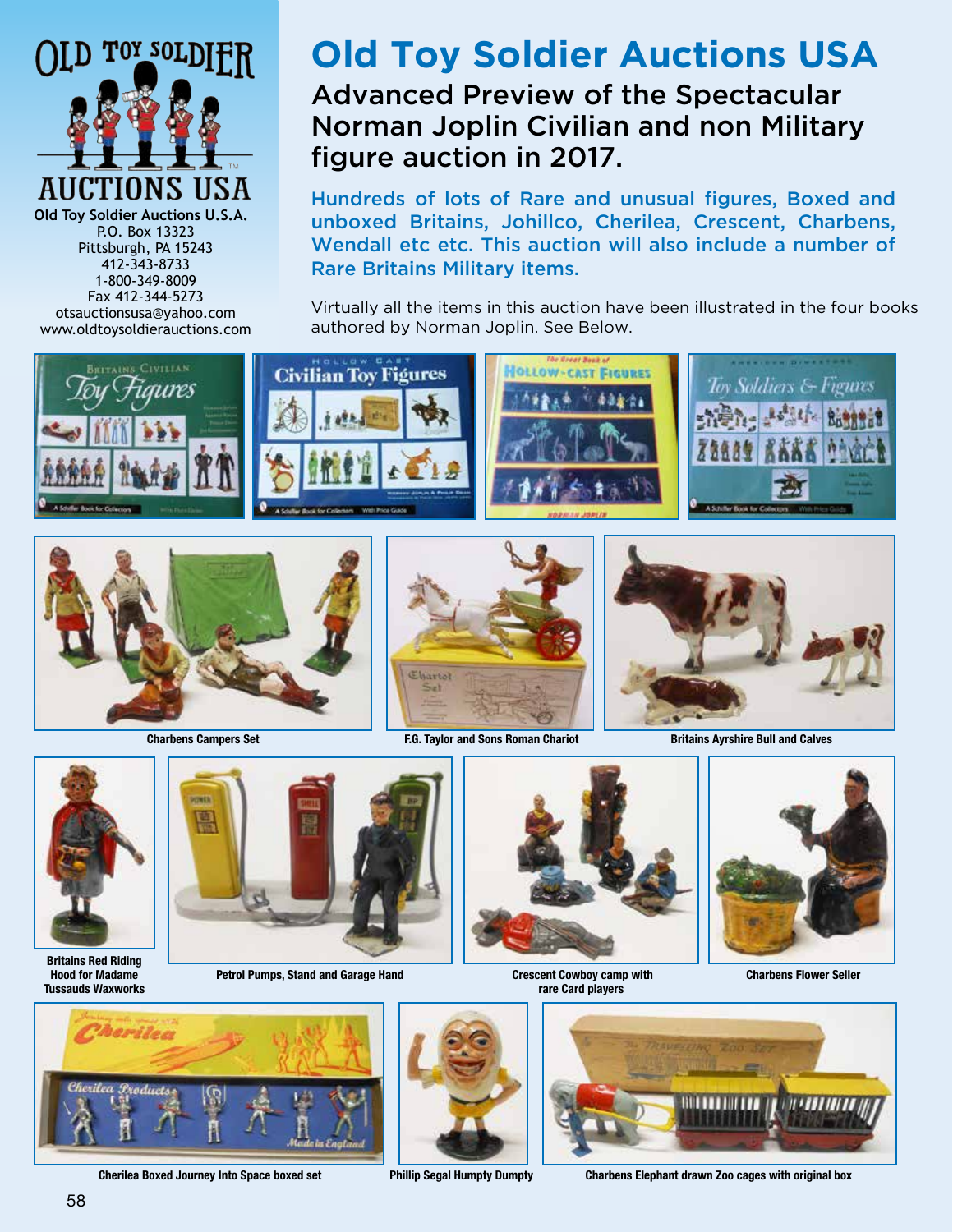# Old Toy Soldier Auctions USA

## Advanced Preview of the Spectacular Norman Joplin Civilian and non Military figure auction in 2017.

**Hundreds of lots of Rare and unusual figures, Boxed and unboxed Britains, Johillco, Cherilea, Crescent, Charbens, Wendall etc etc. This auction will also include a number of Rare Britains Military items.**

Virtually all the items in this auction have been illustrated in the four books authored by Norman Joplin. See Below.

**Old Toy Soldier Auctions U.S.A.**
P.O. Box 13323
Pittsburgh, PA 15243
412-343-8733
1-800-349-8009
Fax 412-344-5273
otsauctionsusa@yahoo.com
www.oldtoysoldierauctions.com

**Charbens Campers Set**

**F.G. Taylor and Sons Roman Chariot**

**Britains Ayrshire Bull and Calves**

**Britains Red Riding Hood for Madame Tussauds Waxworks**

**Petrol Pumps, Stand and Garage Hand**

**Crescent Cowboy camp with rare Card players**

**Charbens Flower Seller**

**Cherilea Boxed Journey Into Space boxed set**

**Phillip Segal Humpty Dumpty**

**Charbens Elephant drawn Zoo cages with original box**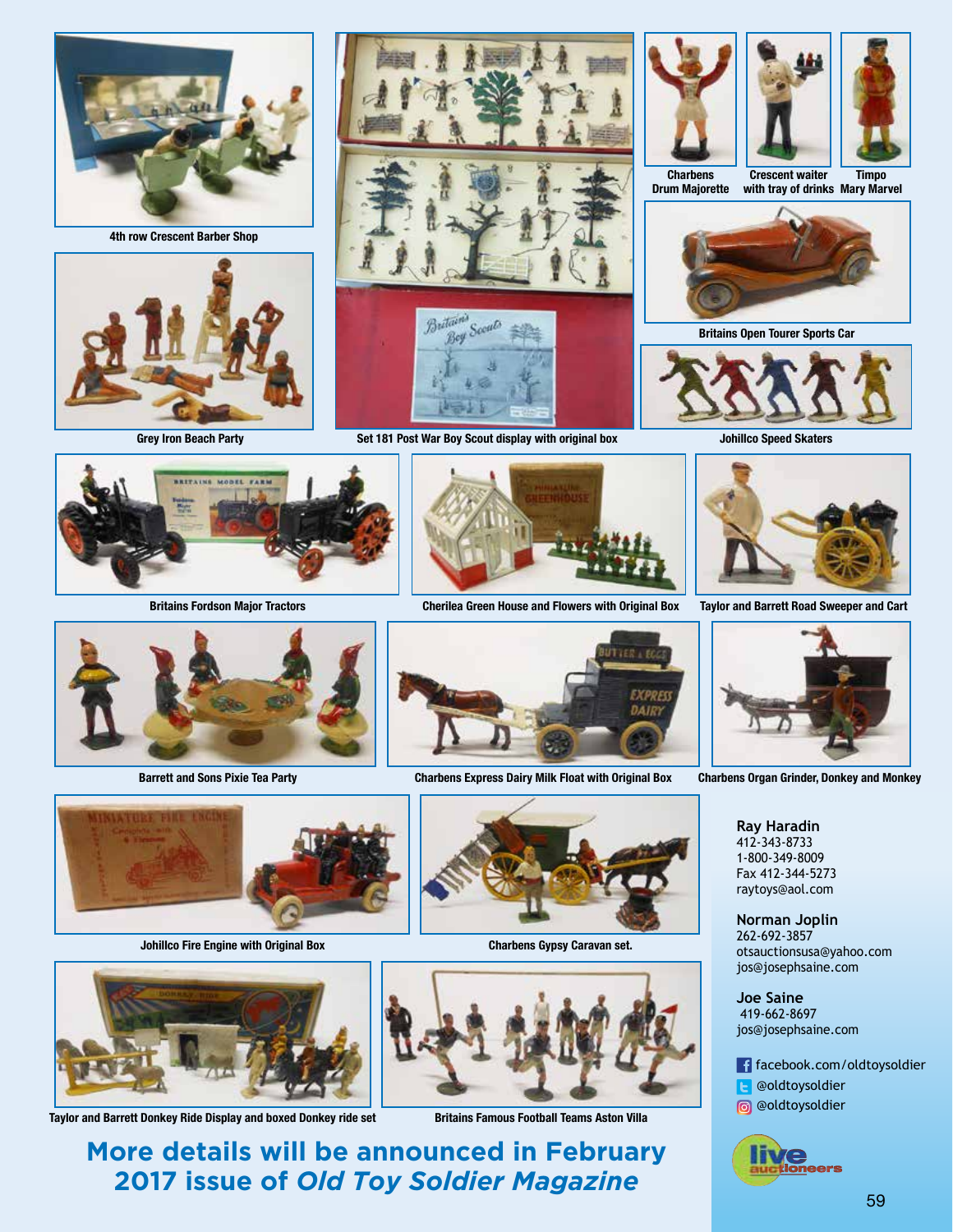4th row Crescent Barber Shop

Grey Iron Beach Party

Set 181 Post War Boy Scout display with original box

Charbens Drum Majorette

Crescent waiter with tray of drinks

Timpo Mary Marvel

Britains Open Tourer Sports Car

Johillco Speed Skaters

Britains Fordson Major Tractors

Cherilea Green House and Flowers with Original Box

Taylor and Barrett Road Sweeper and Cart

Barrett and Sons Pixie Tea Party

Charbens Express Dairy Milk Float with Original Box

Charbens Organ Grinder, Donkey and Monkey

Johillco Fire Engine with Original Box

Charbens Gypsy Caravan set.

Taylor and Barrett Donkey Ride Display and boxed Donkey ride set

Britains Famous Football Teams Aston Villa

**Ray Haradin**
412-343-8733
1-800-349-8009
Fax 412-344-5273
raytoys@aol.com

**Norman Joplin**
262-692-3857
otsauctionsusa@yahoo.com
jos@josephsaine.com

**Joe Saine**
419-662-8697
jos@josephsaine.com

facebook.com/oldtoysoldier
@oldtoysoldier
@oldtoysoldier

## More details will be announced in February 2017 issue of *Old Toy Soldier Magazine*